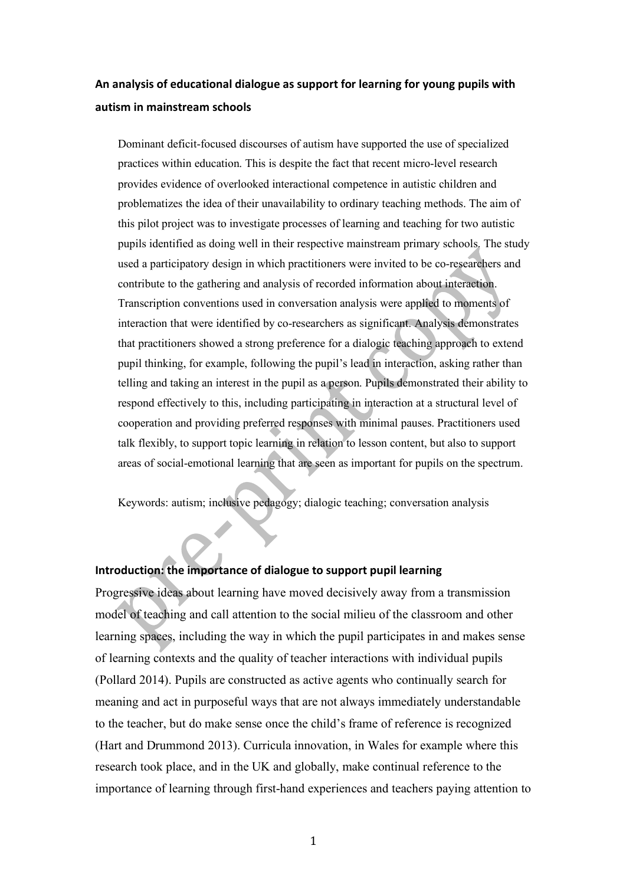## An analysis of educational dialogue as support for learning for young pupils with autism in mainstream schools

Dominant deficit-focused discourses of autism have supported the use of specialized practices within education. This is despite the fact that recent micro-level research provides evidence of overlooked interactional competence in autistic children and problematizes the idea of their unavailability to ordinary teaching methods. The aim of this pilot project was to investigate processes of learning and teaching for two autistic pupils identified as doing well in their respective mainstream primary schools. The study used a participatory design in which practitioners were invited to be co-researchers and contribute to the gathering and analysis of recorded information about interaction. Transcription conventions used in conversation analysis were applied to moments of interaction that were identified by co-researchers as significant. Analysis demonstrates that practitioners showed a strong preference for a dialogic teaching approach to extend pupil thinking, for example, following the pupil's lead in interaction, asking rather than telling and taking an interest in the pupil as a person. Pupils demonstrated their ability to respond effectively to this, including participating in interaction at a structural level of cooperation and providing preferred responses with minimal pauses. Practitioners used talk flexibly, to support topic learning in relation to lesson content, but also to support areas of social-emotional learning that are seen as important for pupils on the spectrum.

Keywords: autism; inclusive pedagogy; dialogic teaching; conversation analysis

### Introduction: the importance of dialogue to support pupil learning

Progressive ideas about learning have moved decisively away from a transmission model of teaching and call attention to the social milieu of the classroom and other learning spaces, including the way in which the pupil participates in and makes sense of learning contexts and the quality of teacher interactions with individual pupils (Pollard 2014). Pupils are constructed as active agents who continually search for meaning and act in purposeful ways that are not always immediately understandable to the teacher, but do make sense once the child's frame of reference is recognized (Hart and Drummond 2013). Curricula innovation, in Wales for example where this research took place, and in the UK and globally, make continual reference to the importance of learning through first-hand experiences and teachers paying attention to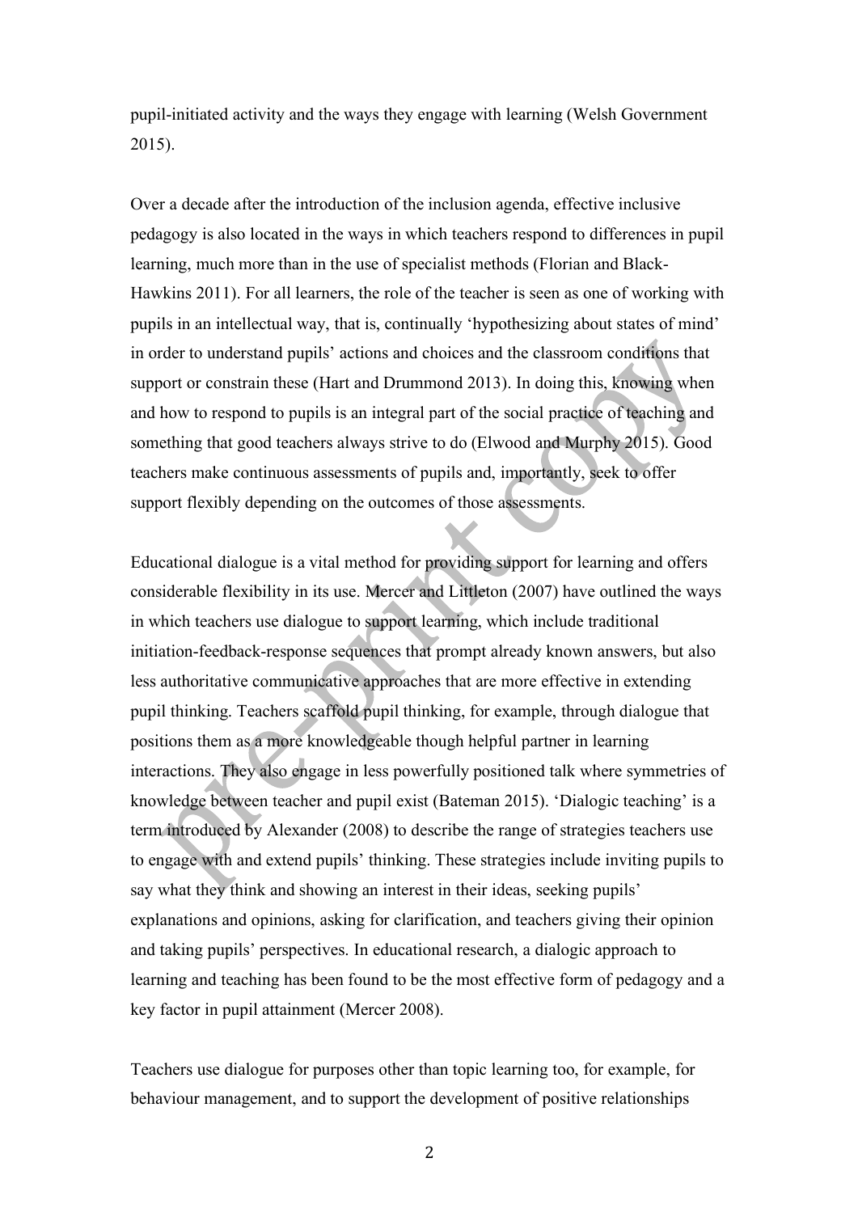pupil-initiated activity and the ways they engage with learning (Welsh Government 2015).

Over a decade after the introduction of the inclusion agenda, effective inclusive pedagogy is also located in the ways in which teachers respond to differences in pupil learning, much more than in the use of specialist methods (Florian and Black-Hawkins 2011). For all learners, the role of the teacher is seen as one of working with pupils in an intellectual way, that is, continually 'hypothesizing about states of mind' in order to understand pupils' actions and choices and the classroom conditions that support or constrain these (Hart and Drummond 2013). In doing this, knowing when and how to respond to pupils is an integral part of the social practice of teaching and something that good teachers always strive to do (Elwood and Murphy 2015). Good teachers make continuous assessments of pupils and, importantly, seek to offer support flexibly depending on the outcomes of those assessments.

Educational dialogue is a vital method for providing support for learning and offers considerable flexibility in its use. Mercer and Littleton (2007) have outlined the ways in which teachers use dialogue to support learning, which include traditional initiation-feedback-response sequences that prompt already known answers, but also less authoritative communicative approaches that are more effective in extending pupil thinking. Teachers scaffold pupil thinking, for example, through dialogue that positions them as a more knowledgeable though helpful partner in learning interactions. They also engage in less powerfully positioned talk where symmetries of knowledge between teacher and pupil exist (Bateman 2015). 'Dialogic teaching' is a term introduced by Alexander (2008) to describe the range of strategies teachers use to engage with and extend pupils' thinking. These strategies include inviting pupils to say what they think and showing an interest in their ideas, seeking pupils' explanations and opinions, asking for clarification, and teachers giving their opinion and taking pupils' perspectives. In educational research, a dialogic approach to learning and teaching has been found to be the most effective form of pedagogy and a key factor in pupil attainment (Mercer 2008).

Teachers use dialogue for purposes other than topic learning too, for example, for behaviour management, and to support the development of positive relationships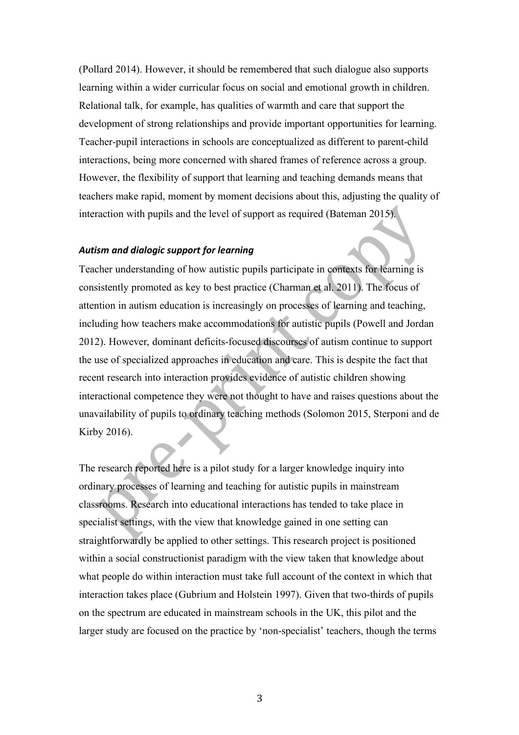(Pollard 2014). However, it should be remembered that such dialogue also supports learning within a wider curricular focus on social and emotional growth in children. Relational talk, for example, has qualities of warmth and care that support the development of strong relationships and provide important opportunities for learning. Teacher-pupil interactions in schools are conceptualized as different to parent-child interactions, being more concerned with shared frames of reference across a group. However, the flexibility of support that learning and teaching demands means that teachers make rapid, moment by moment decisions about this, adjusting the quality of interaction with pupils and the level of support as required (Bateman 2015).

### *Autism and dialogic support for learning*

Teacher understanding of how autistic pupils participate in contexts for learning is consistently promoted as key to best practice (Charman et al. 2011). The focus of attention in autism education is increasingly on processes of learning and teaching, including how teachers make accommodations for autistic pupils (Powell and Jordan 2012). However, dominant deficits-focused discourses of autism continue to support the use of specialized approaches in education and care. This is despite the fact that recent research into interaction provides evidence of autistic children showing interactional competence they were not thought to have and raises questions about the unavailability of pupils to ordinary teaching methods (Solomon 2015, Sterponi and de Kirby 2016).

The research reported here is a pilot study for a larger knowledge inquiry into ordinary processes of learning and teaching for autistic pupils in mainstream classrooms. Research into educational interactions has tended to take place in specialist settings, with the view that knowledge gained in one setting can straightforwardly be applied to other settings. This research project is positioned within a social constructionist paradigm with the view taken that knowledge about what people do within interaction must take full account of the context in which that interaction takes place (Gubrium and Holstein 1997). Given that two-thirds of pupils on the spectrum are educated in mainstream schools in the UK, this pilot and the larger study are focused on the practice by 'non-specialist' teachers, though the terms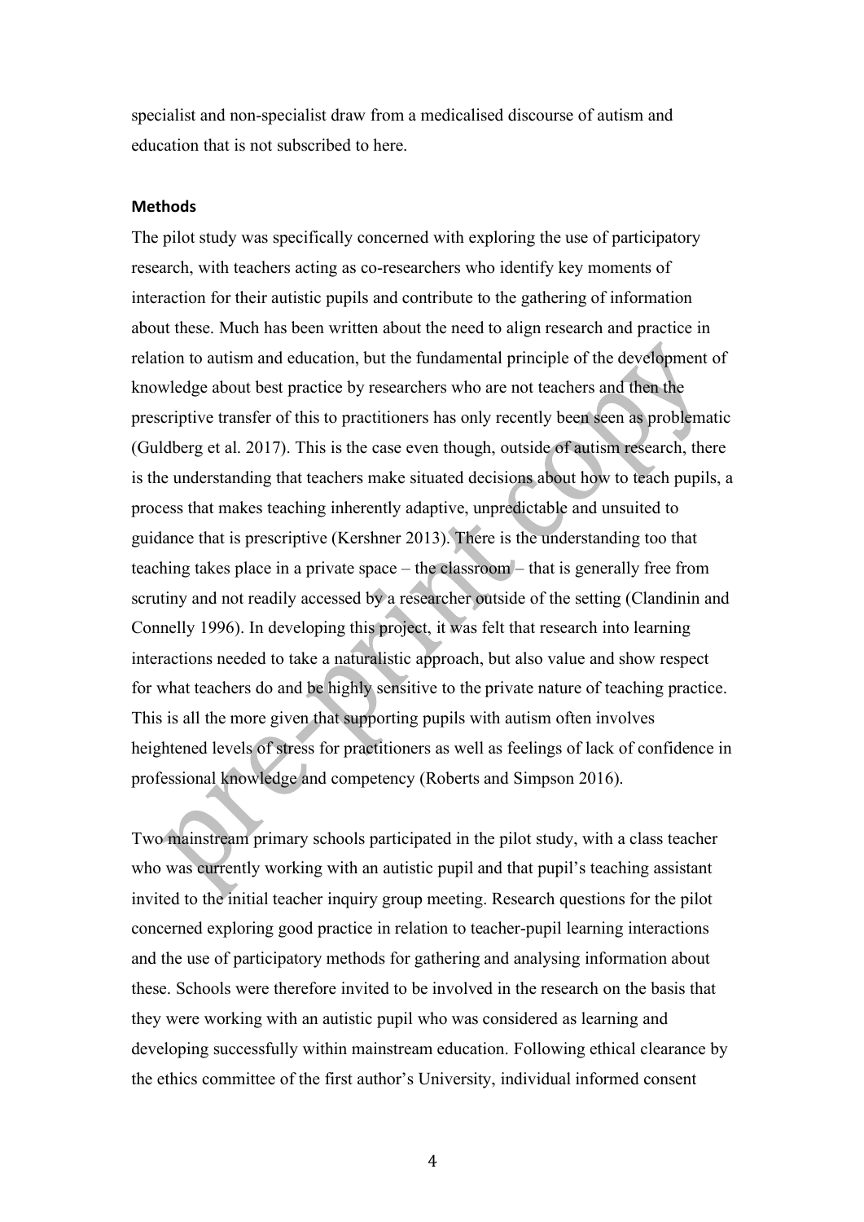specialist and non-specialist draw from a medicalised discourse of autism and education that is not subscribed to here.

### Methods

The pilot study was specifically concerned with exploring the use of participatory research, with teachers acting as co-researchers who identify key moments of interaction for their autistic pupils and contribute to the gathering of information about these. Much has been written about the need to align research and practice in relation to autism and education, but the fundamental principle of the development of knowledge about best practice by researchers who are not teachers and then the prescriptive transfer of this to practitioners has only recently been seen as problematic (Guldberg et al. 2017). This is the case even though, outside of autism research, there is the understanding that teachers make situated decisions about how to teach pupils, a process that makes teaching inherently adaptive, unpredictable and unsuited to guidance that is prescriptive (Kershner 2013). There is the understanding too that teaching takes place in a private space – the classroom – that is generally free from scrutiny and not readily accessed by a researcher outside of the setting (Clandinin and Connelly 1996). In developing this project, it was felt that research into learning interactions needed to take a naturalistic approach, but also value and show respect for what teachers do and be highly sensitive to the private nature of teaching practice. This is all the more given that supporting pupils with autism often involves heightened levels of stress for practitioners as well as feelings of lack of confidence in professional knowledge and competency (Roberts and Simpson 2016).

Two mainstream primary schools participated in the pilot study, with a class teacher who was currently working with an autistic pupil and that pupil's teaching assistant invited to the initial teacher inquiry group meeting. Research questions for the pilot concerned exploring good practice in relation to teacher-pupil learning interactions and the use of participatory methods for gathering and analysing information about these. Schools were therefore invited to be involved in the research on the basis that they were working with an autistic pupil who was considered as learning and developing successfully within mainstream education. Following ethical clearance by the ethics committee of the first author's University, individual informed consent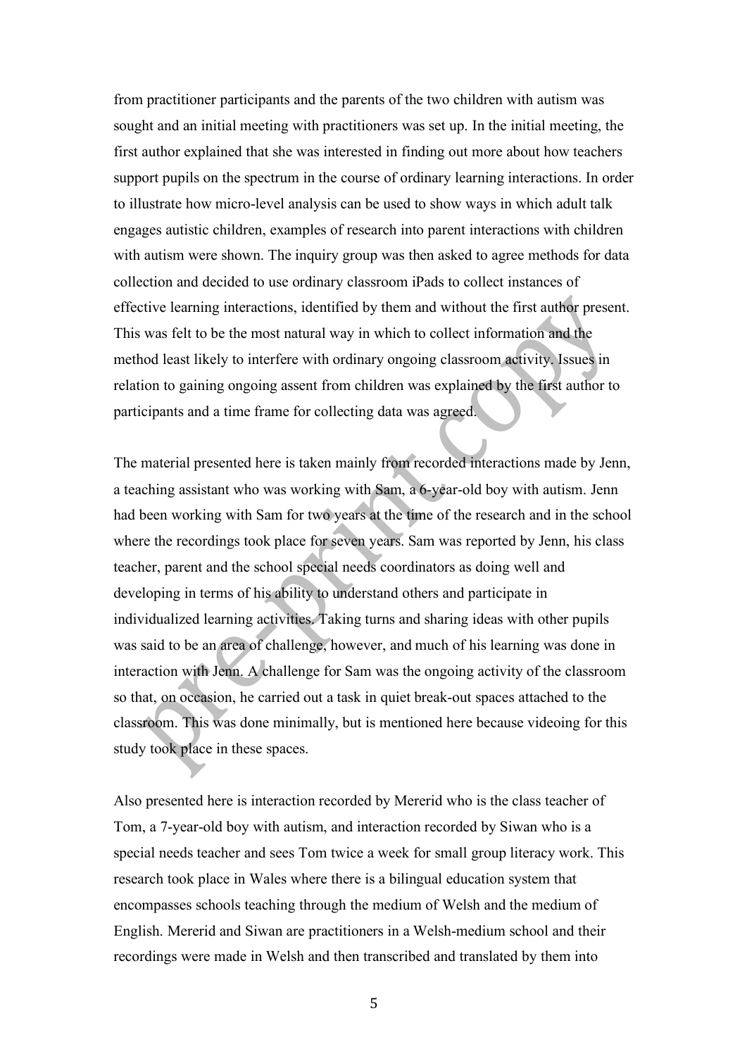from practitioner participants and the parents of the two children with autism was sought and an initial meeting with practitioners was set up. In the initial meeting, the first author explained that she was interested in finding out more about how teachers support pupils on the spectrum in the course of ordinary learning interactions. In order to illustrate how micro-level analysis can be used to show ways in which adult talk engages autistic children, examples of research into parent interactions with children with autism were shown. The inquiry group was then asked to agree methods for data collection and decided to use ordinary classroom iPads to collect instances of effective learning interactions, identified by them and without the first author present. This was felt to be the most natural way in which to collect information and the method least likely to interfere with ordinary ongoing classroom activity. Issues in relation to gaining ongoing assent from children was explained by the first author to participants and a time frame for collecting data was agreed.

The material presented here is taken mainly from recorded interactions made by Jenn, a teaching assistant who was working with Sam, a 6-year-old boy with autism. Jenn had been working with Sam for two years at the time of the research and in the school where the recordings took place for seven years. Sam was reported by Jenn, his class teacher, parent and the school special needs coordinators as doing well and developing in terms of his ability to understand others and participate in individualized learning activities. Taking turns and sharing ideas with other pupils was said to be an area of challenge, however, and much of his learning was done in interaction with Jenn. A challenge for Sam was the ongoing activity of the classroom so that, on occasion, he carried out a task in quiet break-out spaces attached to the classroom. This was done minimally, but is mentioned here because videoing for this study took place in these spaces.

Also presented here is interaction recorded by Mererid who is the class teacher of Tom, a 7-year-old boy with autism, and interaction recorded by Siwan who is a special needs teacher and sees Tom twice a week for small group literacy work. This research took place in Wales where there is a bilingual education system that encompasses schools teaching through the medium of Welsh and the medium of English. Mererid and Siwan are practitioners in a Welsh-medium school and their recordings were made in Welsh and then transcribed and translated by them into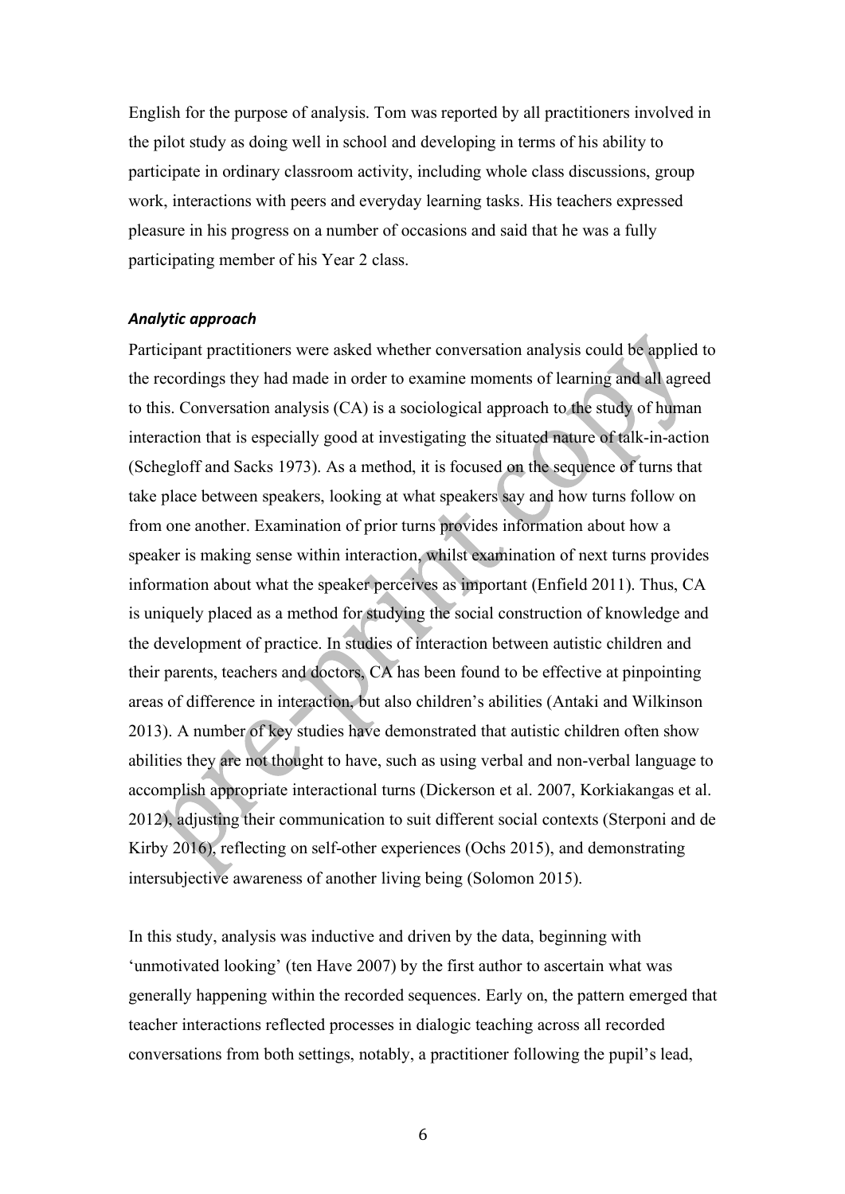English for the purpose of analysis. Tom was reported by all practitioners involved in the pilot study as doing well in school and developing in terms of his ability to participate in ordinary classroom activity, including whole class discussions, group work, interactions with peers and everyday learning tasks. His teachers expressed pleasure in his progress on a number of occasions and said that he was a fully participating member of his Year 2 class.

### *Analytic approach*

Participant practitioners were asked whether conversation analysis could be applied to the recordings they had made in order to examine moments of learning and all agreed to this. Conversation analysis (CA) is a sociological approach to the study of human interaction that is especially good at investigating the situated nature of talk-in-action (Schegloff and Sacks 1973). As a method, it is focused on the sequence of turns that take place between speakers, looking at what speakers say and how turns follow on from one another. Examination of prior turns provides information about how a speaker is making sense within interaction, whilst examination of next turns provides information about what the speaker perceives as important (Enfield 2011). Thus, CA is uniquely placed as a method for studying the social construction of knowledge and the development of practice. In studies of interaction between autistic children and their parents, teachers and doctors, CA has been found to be effective at pinpointing areas of difference in interaction, but also children's abilities (Antaki and Wilkinson 2013). A number of key studies have demonstrated that autistic children often show abilities they are not thought to have, such as using verbal and non-verbal language to accomplish appropriate interactional turns (Dickerson et al. 2007, Korkiakangas et al. 2012), adjusting their communication to suit different social contexts (Sterponi and de Kirby 2016), reflecting on self-other experiences (Ochs 2015), and demonstrating intersubjective awareness of another living being (Solomon 2015).

In this study, analysis was inductive and driven by the data, beginning with 'unmotivated looking' (ten Have 2007) by the first author to ascertain what was generally happening within the recorded sequences. Early on, the pattern emerged that teacher interactions reflected processes in dialogic teaching across all recorded conversations from both settings, notably, a practitioner following the pupil's lead,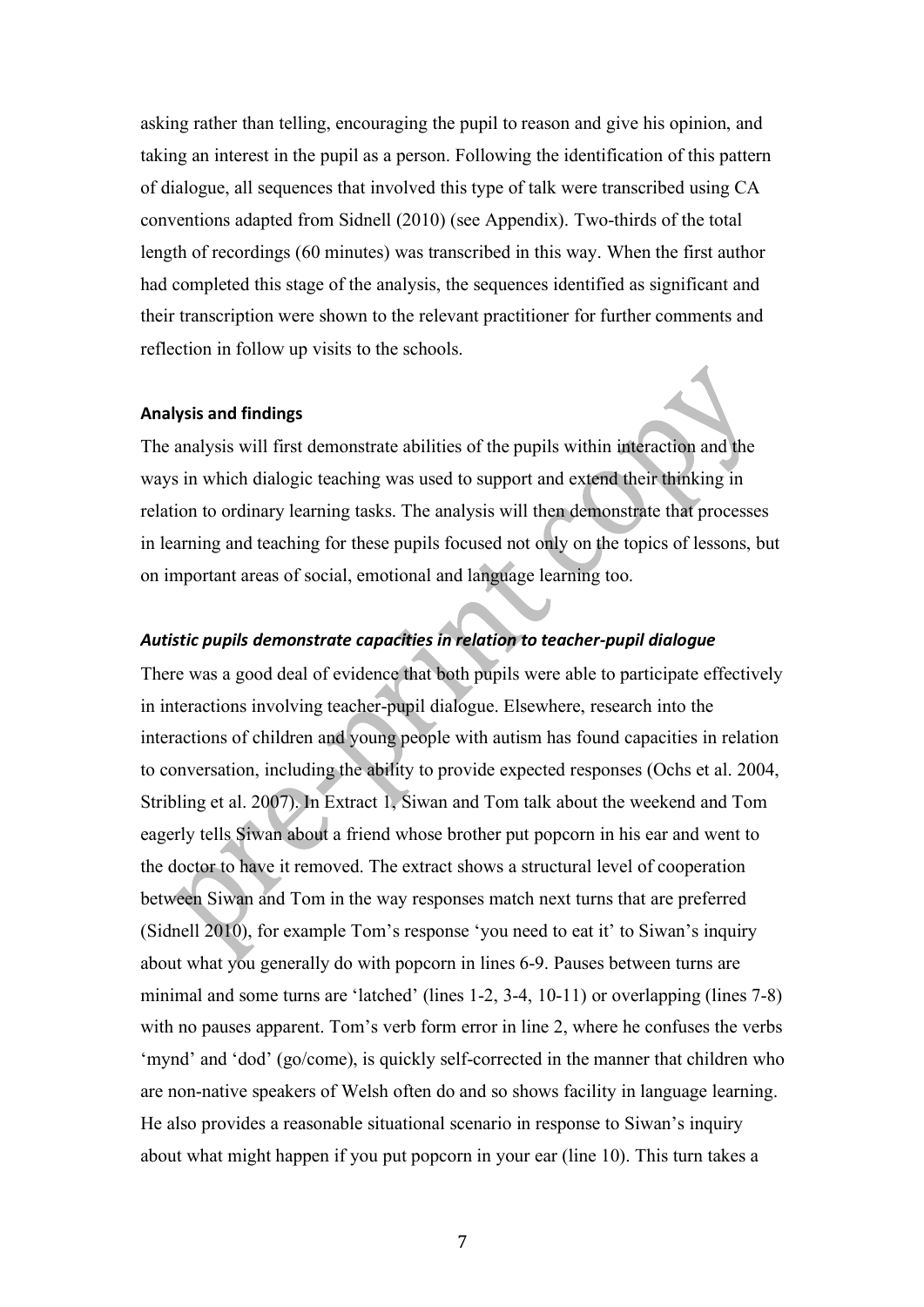asking rather than telling, encouraging the pupil to reason and give his opinion, and taking an interest in the pupil as a person. Following the identification of this pattern of dialogue, all sequences that involved this type of talk were transcribed using CA conventions adapted from Sidnell (2010) (see Appendix). Two-thirds of the total length of recordings (60 minutes) was transcribed in this way. When the first author had completed this stage of the analysis, the sequences identified as significant and their transcription were shown to the relevant practitioner for further comments and reflection in follow up visits to the schools.

#### Analysis and findings

The analysis will first demonstrate abilities of the pupils within interaction and the ways in which dialogic teaching was used to support and extend their thinking in relation to ordinary learning tasks. The analysis will then demonstrate that processes in learning and teaching for these pupils focused not only on the topics of lessons, but on important areas of social, emotional and language learning too.

##### *Autistic pupils demonstrate capacities in relation to teacher-pupil dialogue*

There was a good deal of evidence that both pupils were able to participate effectively in interactions involving teacher-pupil dialogue. Elsewhere, research into the interactions of children and young people with autism has found capacities in relation to conversation, including the ability to provide expected responses (Ochs et al. 2004, Stribling et al. 2007). In Extract 1, Siwan and Tom talk about the weekend and Tom eagerly tells Siwan about a friend whose brother put popcorn in his ear and went to the doctor to have it removed. The extract shows a structural level of cooperation between Siwan and Tom in the way responses match next turns that are preferred (Sidnell 2010), for example Tom's response 'you need to eat it' to Siwan's inquiry about what you generally do with popcorn in lines 6-9. Pauses between turns are minimal and some turns are 'latched' (lines 1-2, 3-4, 10-11) or overlapping (lines 7-8) with no pauses apparent. Tom's verb form error in line 2, where he confuses the verbs 'mynd' and 'dod' (go/come), is quickly self-corrected in the manner that children who are non-native speakers of Welsh often do and so shows facility in language learning. He also provides a reasonable situational scenario in response to Siwan's inquiry about what might happen if you put popcorn in your ear (line 10). This turn takes a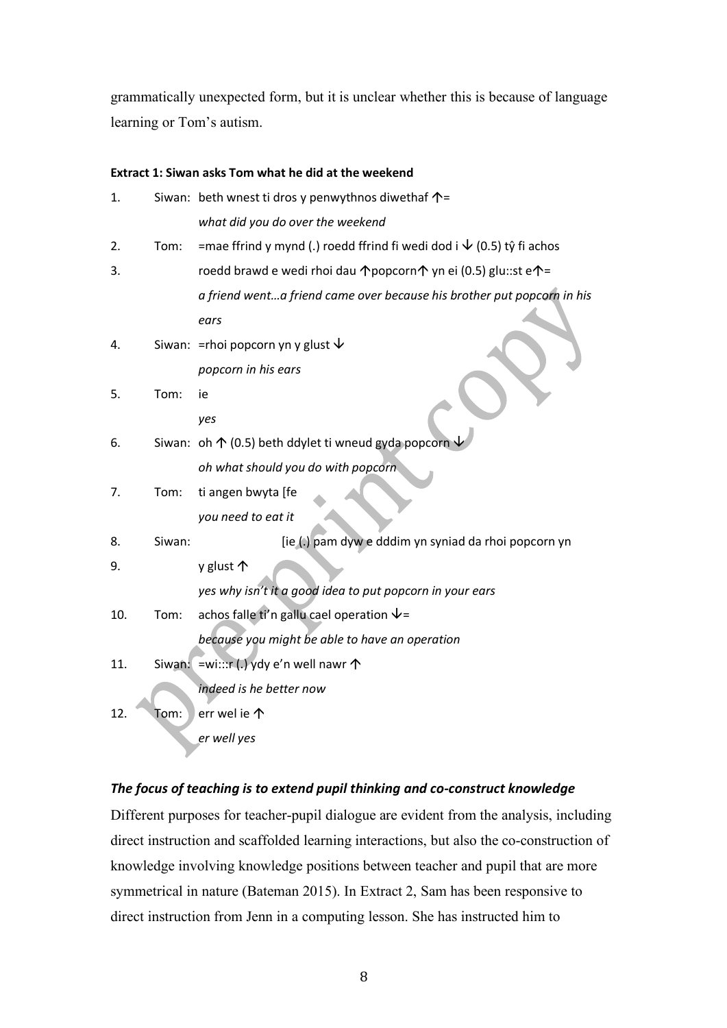grammatically unexpected form, but it is unclear whether this is because of language learning or Tom's autism.

**Extract 1: Siwan asks Tom what he did at the weekend**

1. Siwan: beth wnest ti dros y penwythnos diwethaf ↑=
   *what did you do over the weekend*
2. Tom: =mae ffrind y mynd (.) roedd ffrind fi wedi dod i ↓ (0.5) tŷ fi achos
3. roedd brawd e wedi rhoi dau ↑popcorn↑ yn ei (0.5) glu::st e↑=
   *a friend went…a friend came over because his brother put popcorn in his ears*
4. Siwan: =rhoi popcorn yn y glust ↓
   *popcorn in his ears*
5. Tom: ie
   *yes*
6. Siwan: oh ↑ (0.5) beth ddylet ti wneud gyda popcorn ↓
   *oh what should you do with popcorn*
7. Tom: ti angen bwyta [fe
   *you need to eat it*
8. Siwan: [ie (.) pam dyw e dddim yn syniad da rhoi popcorn yn
9. y glust ↑
   *yes why isn't it a good idea to put popcorn in your ears*
10. Tom: achos falle ti'n gallu cael operation ↓=
    *because you might be able to have an operation*
11. Siwan: =wi:::r (.) ydy e'n well nawr ↑
    *indeed is he better now*
12. Tom: err wel ie ↑
    *er well yes*

***The focus of teaching is to extend pupil thinking and co-construct knowledge***

Different purposes for teacher-pupil dialogue are evident from the analysis, including direct instruction and scaffolded learning interactions, but also the co-construction of knowledge involving knowledge positions between teacher and pupil that are more symmetrical in nature (Bateman 2015). In Extract 2, Sam has been responsive to direct instruction from Jenn in a computing lesson. She has instructed him to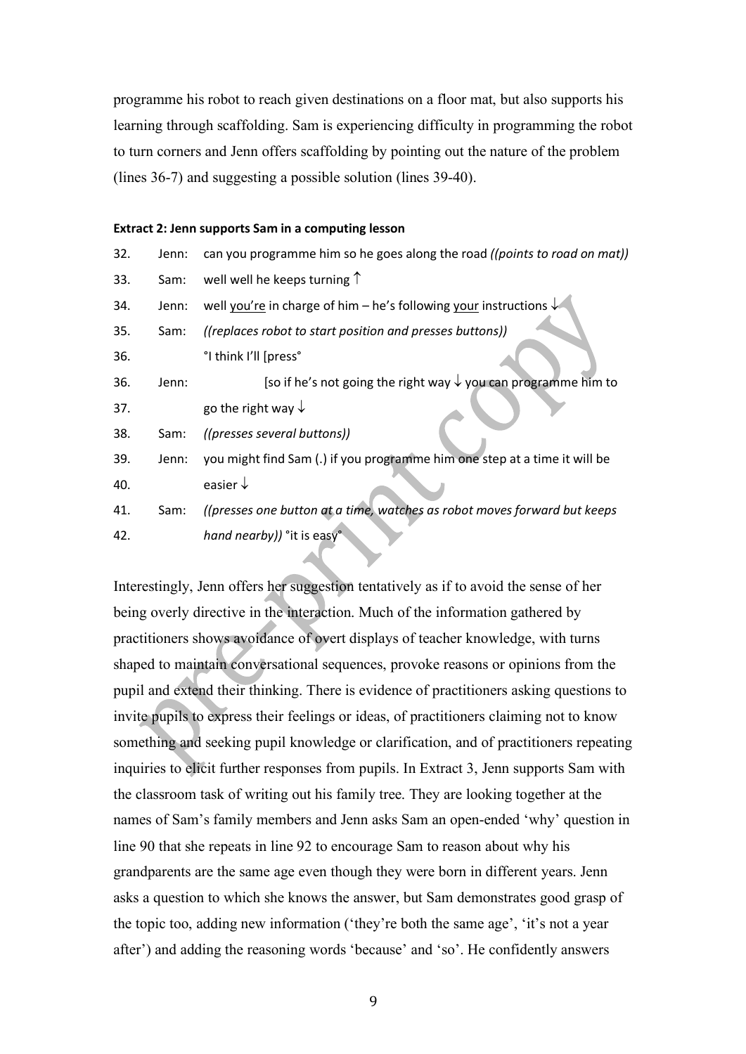programme his robot to reach given destinations on a floor mat, but also supports his learning through scaffolding. Sam is experiencing difficulty in programming the robot to turn corners and Jenn offers scaffolding by pointing out the nature of the problem (lines 36-7) and suggesting a possible solution (lines 39-40).

**Extract 2: Jenn supports Sam in a computing lesson**

| | | |
|---|---|---|
| 32. | Jenn: | can you programme him so he goes along the road *((points to road on mat))* |
| 33. | Sam: | well well he keeps turning ↑ |
| 34. | Jenn: | well <u>you're</u> in charge of him – he's following <u>your</u> instructions ↓ |
| 35. | Sam: | *((replaces robot to start position and presses buttons))* |
| 36. | | °I think I'll [press° |
| 36. | Jenn: | [so if he's not going the right way ↓ you can programme him to |
| 37. | | go the right way ↓ |
| 38. | Sam: | *((presses several buttons))* |
| 39. | Jenn: | you might find Sam (.) if you programme him one step at a time it will be |
| 40. | | easier ↓ |
| 41. | Sam: | *((presses one button at a time, watches as robot moves forward but keeps* |
| 42. | | *hand nearby))* °it is easy° |

Interestingly, Jenn offers her suggestion tentatively as if to avoid the sense of her being overly directive in the interaction. Much of the information gathered by practitioners shows avoidance of overt displays of teacher knowledge, with turns shaped to maintain conversational sequences, provoke reasons or opinions from the pupil and extend their thinking. There is evidence of practitioners asking questions to invite pupils to express their feelings or ideas, of practitioners claiming not to know something and seeking pupil knowledge or clarification, and of practitioners repeating inquiries to elicit further responses from pupils. In Extract 3, Jenn supports Sam with the classroom task of writing out his family tree. They are looking together at the names of Sam's family members and Jenn asks Sam an open-ended 'why' question in line 90 that she repeats in line 92 to encourage Sam to reason about why his grandparents are the same age even though they were born in different years. Jenn asks a question to which she knows the answer, but Sam demonstrates good grasp of the topic too, adding new information ('they're both the same age', 'it's not a year after') and adding the reasoning words 'because' and 'so'. He confidently answers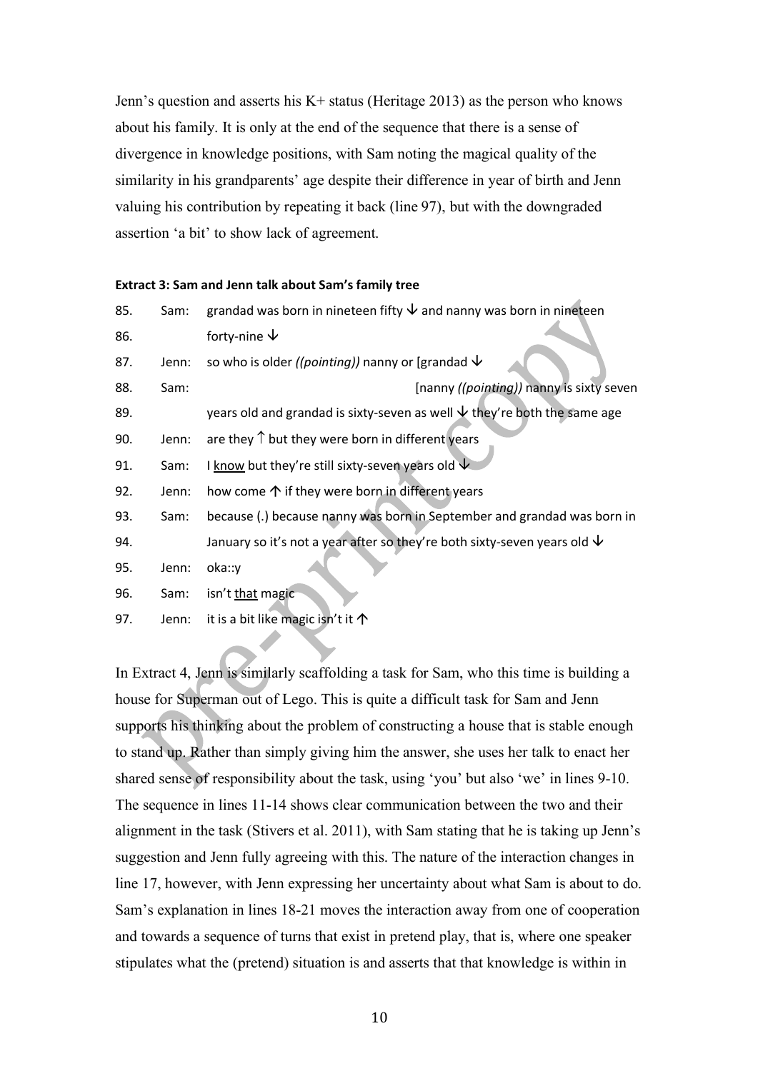Jenn's question and asserts his K+ status (Heritage 2013) as the person who knows about his family. It is only at the end of the sequence that there is a sense of divergence in knowledge positions, with Sam noting the magical quality of the similarity in his grandparents' age despite their difference in year of birth and Jenn valuing his contribution by repeating it back (line 97), but with the downgraded assertion 'a bit' to show lack of agreement.

**Extract 3: Sam and Jenn talk about Sam's family tree**

| | | |
|---|---|---|
| 85. | Sam: | grandad was born in nineteen fifty ↓ and nanny was born in nineteen |
| 86. | | forty-nine ↓ |
| 87. | Jenn: | so who is older *((pointing))* nanny or [grandad ↓ |
| 88. | Sam: | [nanny *((pointing))* nanny is sixty seven |
| 89. | | years old and grandad is sixty-seven as well ↓ they're both the same age |
| 90. | Jenn: | are they ↑ but they were born in different years |
| 91. | Sam: | I <u>know</u> but they're still sixty-seven years old ↓ |
| 92. | Jenn: | how come ↑ if they were born in different years |
| 93. | Sam: | because (.) because nanny was born in September and grandad was born in |
| 94. | | January so it's not a year after so they're both sixty-seven years old ↓ |
| 95. | Jenn: | oka::y |
| 96. | Sam: | isn't <u>that</u> magic |
| 97. | Jenn: | it is a bit like magic isn't it ↑ |

In Extract 4, Jenn is similarly scaffolding a task for Sam, who this time is building a house for Superman out of Lego. This is quite a difficult task for Sam and Jenn supports his thinking about the problem of constructing a house that is stable enough to stand up. Rather than simply giving him the answer, she uses her talk to enact her shared sense of responsibility about the task, using 'you' but also 'we' in lines 9-10. The sequence in lines 11-14 shows clear communication between the two and their alignment in the task (Stivers et al. 2011), with Sam stating that he is taking up Jenn's suggestion and Jenn fully agreeing with this. The nature of the interaction changes in line 17, however, with Jenn expressing her uncertainty about what Sam is about to do. Sam's explanation in lines 18-21 moves the interaction away from one of cooperation and towards a sequence of turns that exist in pretend play, that is, where one speaker stipulates what the (pretend) situation is and asserts that that knowledge is within in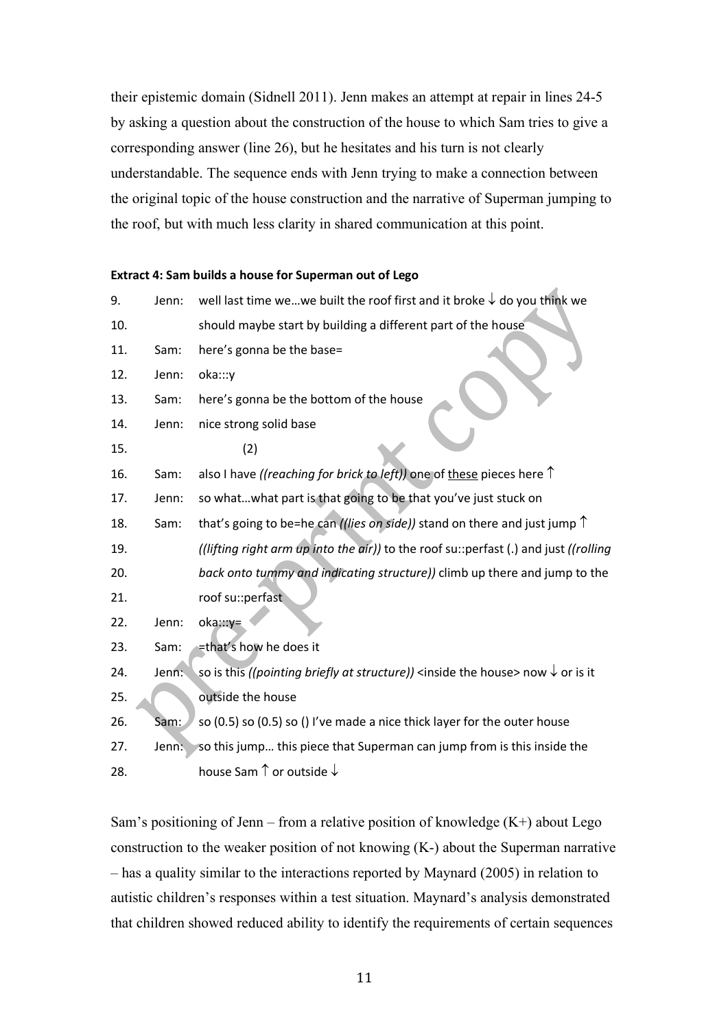their epistemic domain (Sidnell 2011). Jenn makes an attempt at repair in lines 24-5 by asking a question about the construction of the house to which Sam tries to give a corresponding answer (line 26), but he hesitates and his turn is not clearly understandable. The sequence ends with Jenn trying to make a connection between the original topic of the house construction and the narrative of Superman jumping to the roof, but with much less clarity in shared communication at this point.

**Extract 4: Sam builds a house for Superman out of Lego**

| | | |
|---|---|---|
| 9. | Jenn: | well last time we…we built the roof first and it broke ↓ do you think we |
| 10. | | should maybe start by building a different part of the house |
| 11. | Sam: | here's gonna be the base= |
| 12. | Jenn: | oka:::y |
| 13. | Sam: | here's gonna be the bottom of the house |
| 14. | Jenn: | nice strong solid base |
| 15. | | (2) |
| 16. | Sam: | also I have *((reaching for brick to left))* one of <u>these</u> pieces here ↑ |
| 17. | Jenn: | so what…what part is that going to be that you've just stuck on |
| 18. | Sam: | that's going to be=he can *((lies on side))* stand on there and just jump ↑ |
| 19. | | *((lifting right arm up into the air))* to the roof su::perfast (.) and just *((rolling* |
| 20. | | *back onto tummy and indicating structure))* climb up there and jump to the |
| 21. | | roof su::perfast |
| 22. | Jenn: | oka:::y= |
| 23. | Sam: | =that's how he does it |
| 24. | Jenn: | so is this *((pointing briefly at structure))* <inside the house> now ↓ or is it |
| 25. | | outside the house |
| 26. | Sam: | so (0.5) so (0.5) so () I've made a nice thick layer for the outer house |
| 27. | Jenn: | so this jump… this piece that Superman can jump from is this inside the |
| 28. | | house Sam ↑ or outside ↓ |

Sam's positioning of Jenn – from a relative position of knowledge (K+) about Lego construction to the weaker position of not knowing (K-) about the Superman narrative – has a quality similar to the interactions reported by Maynard (2005) in relation to autistic children's responses within a test situation. Maynard's analysis demonstrated that children showed reduced ability to identify the requirements of certain sequences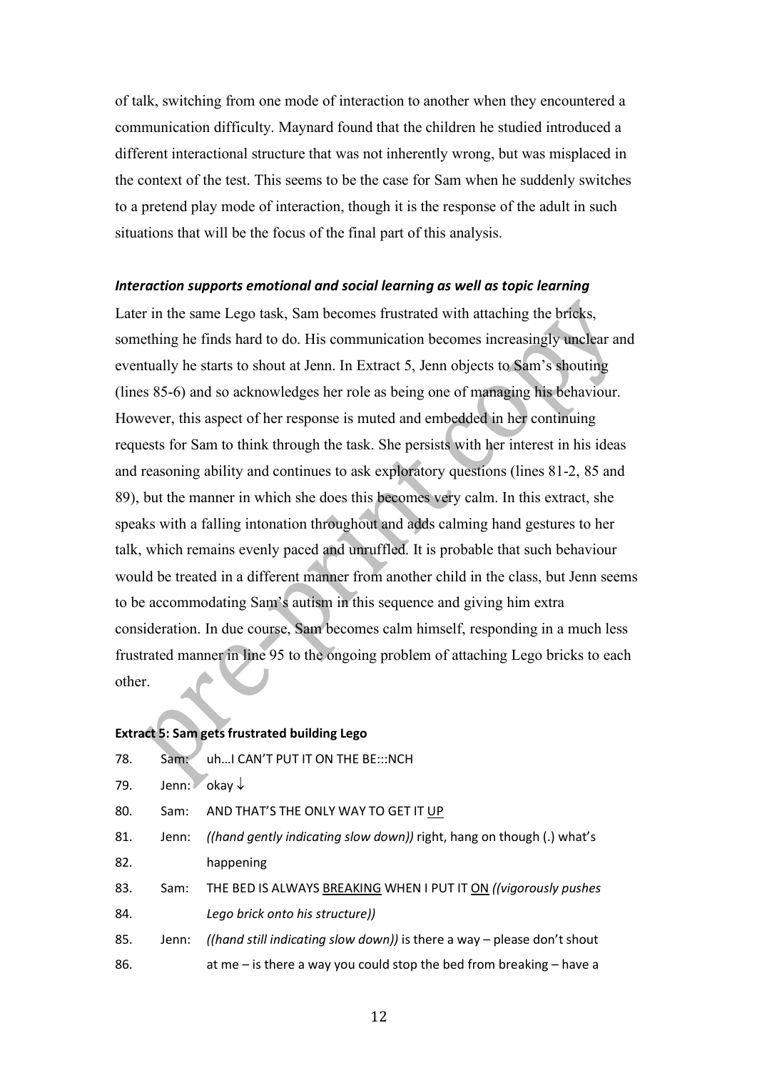of talk, switching from one mode of interaction to another when they encountered a communication difficulty. Maynard found that the children he studied introduced a different interactional structure that was not inherently wrong, but was misplaced in the context of the test. This seems to be the case for Sam when he suddenly switches to a pretend play mode of interaction, though it is the response of the adult in such situations that will be the focus of the final part of this analysis.

### *Interaction supports emotional and social learning as well as topic learning*

Later in the same Lego task, Sam becomes frustrated with attaching the bricks, something he finds hard to do. His communication becomes increasingly unclear and eventually he starts to shout at Jenn. In Extract 5, Jenn objects to Sam's shouting (lines 85-6) and so acknowledges her role as being one of managing his behaviour. However, this aspect of her response is muted and embedded in her continuing requests for Sam to think through the task. She persists with her interest in his ideas and reasoning ability and continues to ask exploratory questions (lines 81-2, 85 and 89), but the manner in which she does this becomes very calm. In this extract, she speaks with a falling intonation throughout and adds calming hand gestures to her talk, which remains evenly paced and unruffled. It is probable that such behaviour would be treated in a different manner from another child in the class, but Jenn seems to be accommodating Sam's autism in this sequence and giving him extra consideration. In due course, Sam becomes calm himself, responding in a much less frustrated manner in line 95 to the ongoing problem of attaching Lego bricks to each other.

**Extract 5: Sam gets frustrated building Lego**

78. Sam: uh…I CAN'T PUT IT ON THE BE:::NCH
79. Jenn: okay ↓
80. Sam: AND THAT'S THE ONLY WAY TO GET IT <u>UP</u>
81. Jenn: *((hand gently indicating slow down))* right, hang on though (.) what's
82. happening
83. Sam: THE BED IS ALWAYS <u>BREAKING</u> WHEN I PUT IT <u>ON</u> *((vigorously pushes*
84. *Lego brick onto his structure))*
85. Jenn: *((hand still indicating slow down))* is there a way – please don't shout
86. at me – is there a way you could stop the bed from breaking – have a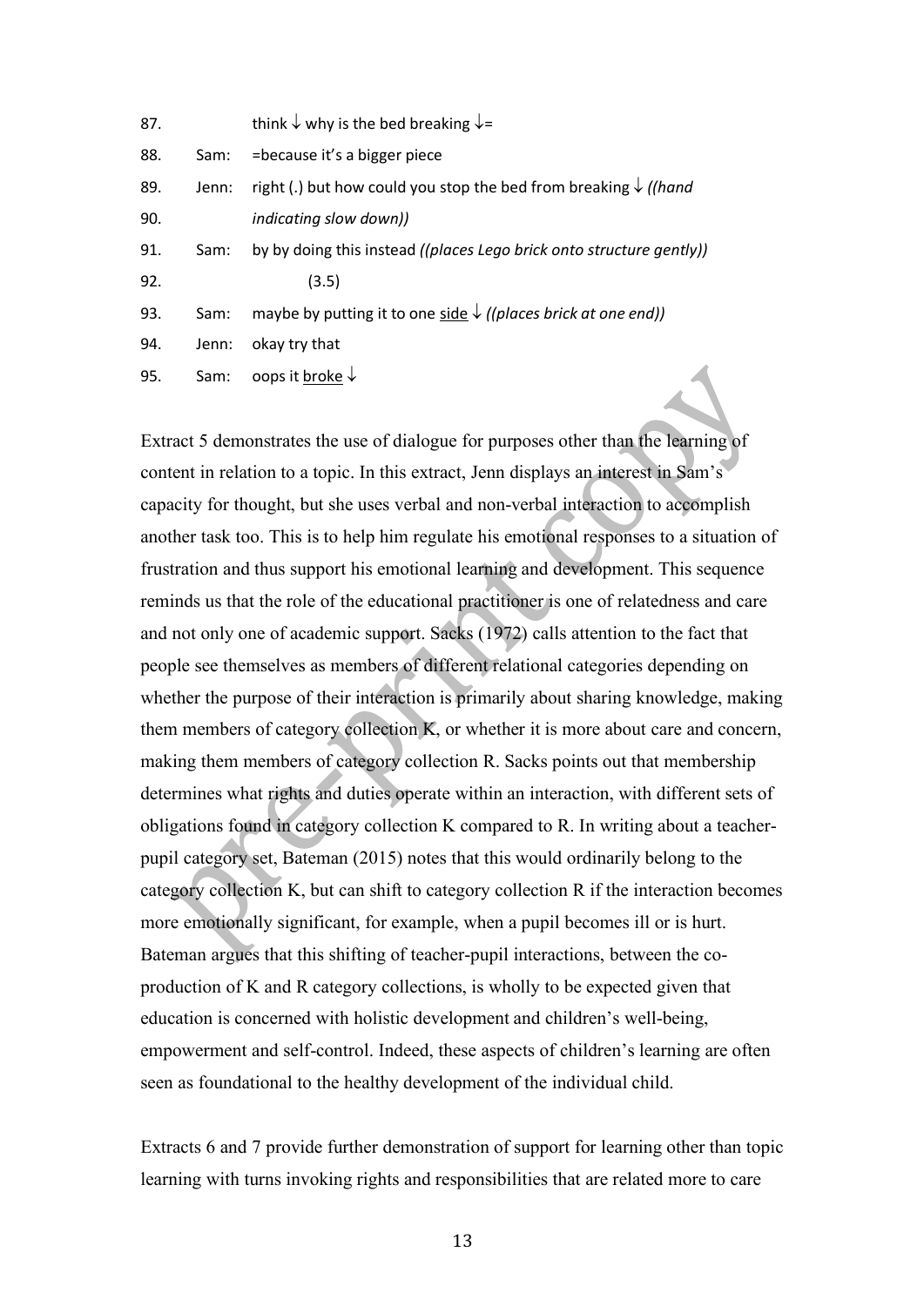87.  think ↓ why is the bed breaking ↓=

88.  Sam:  =because it's a bigger piece

89.  Jenn:  right (.) but how could you stop the bed from breaking ↓ *((hand*

90.  *indicating slow down))*

91.  Sam:  by by doing this instead *((places Lego brick onto structure gently))*

92.  (3.5)

93.  Sam:  maybe by putting it to one <u>side</u> ↓ *((places brick at one end))*

94.  Jenn:  okay try that

95.  Sam:  oops it <u>broke</u> ↓

Extract 5 demonstrates the use of dialogue for purposes other than the learning of content in relation to a topic. In this extract, Jenn displays an interest in Sam's capacity for thought, but she uses verbal and non-verbal interaction to accomplish another task too. This is to help him regulate his emotional responses to a situation of frustration and thus support his emotional learning and development. This sequence reminds us that the role of the educational practitioner is one of relatedness and care and not only one of academic support. Sacks (1972) calls attention to the fact that people see themselves as members of different relational categories depending on whether the purpose of their interaction is primarily about sharing knowledge, making them members of category collection K, or whether it is more about care and concern, making them members of category collection R. Sacks points out that membership determines what rights and duties operate within an interaction, with different sets of obligations found in category collection K compared to R. In writing about a teacher-pupil category set, Bateman (2015) notes that this would ordinarily belong to the category collection K, but can shift to category collection R if the interaction becomes more emotionally significant, for example, when a pupil becomes ill or is hurt. Bateman argues that this shifting of teacher-pupil interactions, between the co-production of K and R category collections, is wholly to be expected given that education is concerned with holistic development and children's well-being, empowerment and self-control. Indeed, these aspects of children's learning are often seen as foundational to the healthy development of the individual child.

Extracts 6 and 7 provide further demonstration of support for learning other than topic learning with turns invoking rights and responsibilities that are related more to care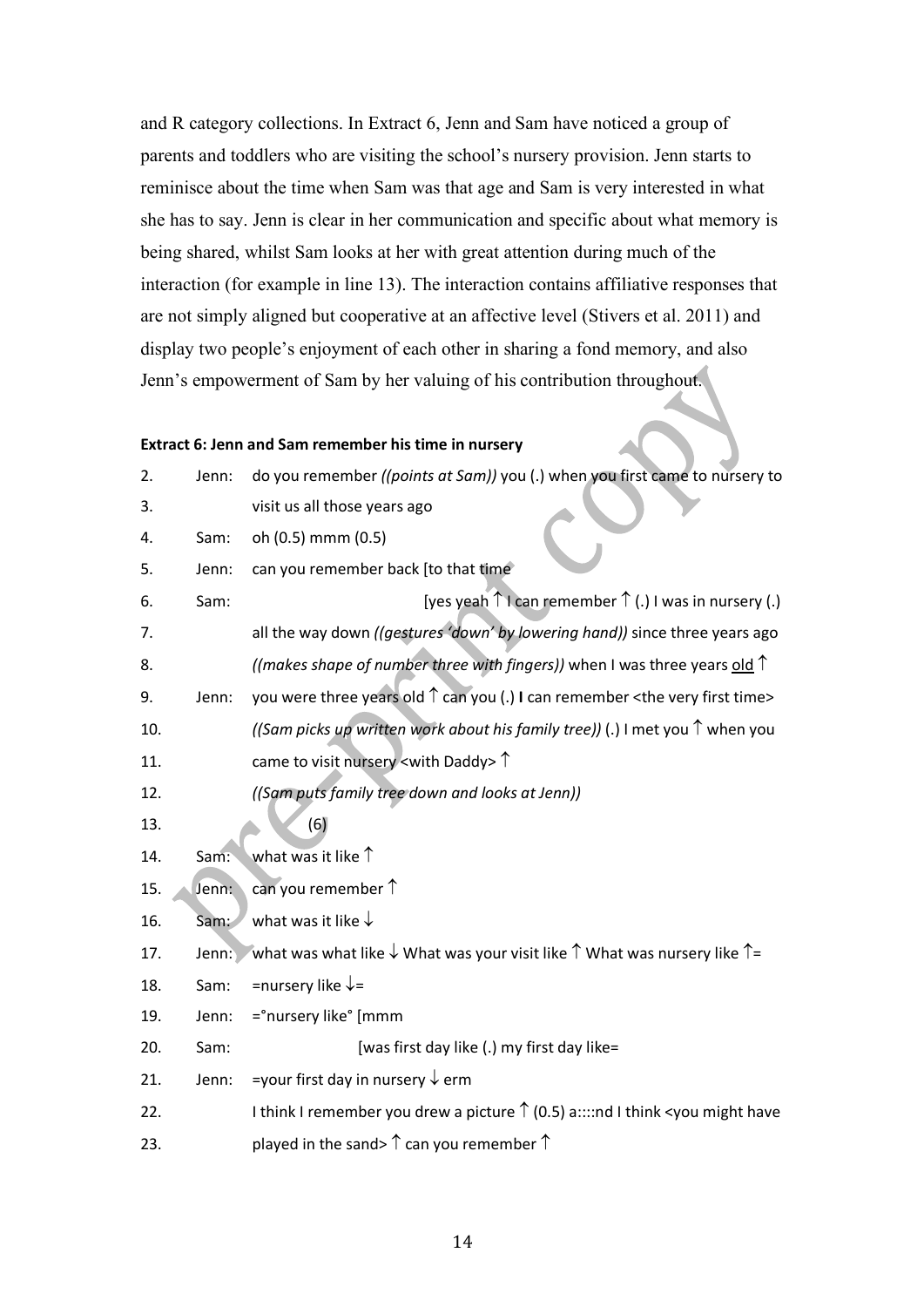and R category collections. In Extract 6, Jenn and Sam have noticed a group of parents and toddlers who are visiting the school's nursery provision. Jenn starts to reminisce about the time when Sam was that age and Sam is very interested in what she has to say. Jenn is clear in her communication and specific about what memory is being shared, whilst Sam looks at her with great attention during much of the interaction (for example in line 13). The interaction contains affiliative responses that are not simply aligned but cooperative at an affective level (Stivers et al. 2011) and display two people's enjoyment of each other in sharing a fond memory, and also Jenn's empowerment of Sam by her valuing of his contribution throughout.

**Extract 6: Jenn and Sam remember his time in nursery**

| | | |
|---|---|---|
| 2. | Jenn: | do you remember *((points at Sam))* you (.) when you first came to nursery to |
| 3. | | visit us all those years ago |
| 4. | Sam: | oh (0.5) mmm (0.5) |
| 5. | Jenn: | can you remember back [to that time |
| 6. | Sam: | [yes yeah ↑ I can remember ↑ (.) I was in nursery (.) |
| 7. | | all the way down *((gestures 'down' by lowering hand))* since three years ago |
| 8. | | *((makes shape of number three with fingers))* when I was three years <u>old</u> ↑ |
| 9. | Jenn: | you were three years old ↑ can you (.) **I** can remember <the very first time> |
| 10. | | *((Sam picks up written work about his family tree))* (.) I met you ↑ when you |
| 11. | | came to visit nursery <with Daddy> ↑ |
| 12. | | *((Sam puts family tree down and looks at Jenn))* |
| 13. | | (6) |
| 14. | Sam: | what was it like ↑ |
| 15. | Jenn: | can you remember ↑ |
| 16. | Sam: | what was it like ↓ |
| 17. | Jenn: | what was what like ↓ What was your visit like ↑ What was nursery like ↑= |
| 18. | Sam: | =nursery like ↓= |
| 19. | Jenn: | =°nursery like° [mmm |
| 20. | Sam: | [was first day like (.) my first day like= |
| 21. | Jenn: | =your first day in nursery ↓ erm |
| 22. | | I think I remember you drew a picture ↑ (0.5) a::::nd I think <you might have |
| 23. | | played in the sand> ↑ can you remember ↑ |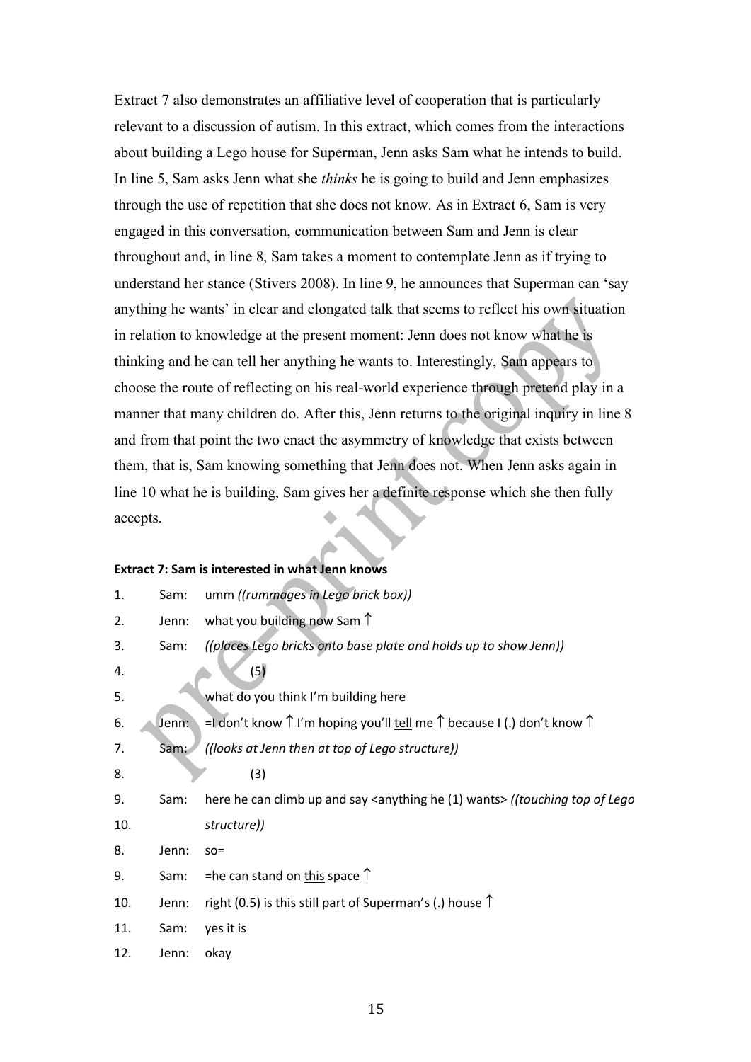Extract 7 also demonstrates an affiliative level of cooperation that is particularly relevant to a discussion of autism. In this extract, which comes from the interactions about building a Lego house for Superman, Jenn asks Sam what he intends to build. In line 5, Sam asks Jenn what she *thinks* he is going to build and Jenn emphasizes through the use of repetition that she does not know. As in Extract 6, Sam is very engaged in this conversation, communication between Sam and Jenn is clear throughout and, in line 8, Sam takes a moment to contemplate Jenn as if trying to understand her stance (Stivers 2008). In line 9, he announces that Superman can 'say anything he wants' in clear and elongated talk that seems to reflect his own situation in relation to knowledge at the present moment: Jenn does not know what he is thinking and he can tell her anything he wants to. Interestingly, Sam appears to choose the route of reflecting on his real-world experience through pretend play in a manner that many children do. After this, Jenn returns to the original inquiry in line 8 and from that point the two enact the asymmetry of knowledge that exists between them, that is, Sam knowing something that Jenn does not. When Jenn asks again in line 10 what he is building, Sam gives her a definite response which she then fully accepts.

**Extract 7: Sam is interested in what Jenn knows**

| | | |
|---|---|---|
| 1. | Sam: | umm *((rummages in Lego brick box))* |
| 2. | Jenn: | what you building now Sam ↑ |
| 3. | Sam: | *((places Lego bricks onto base plate and holds up to show Jenn))* |
| 4. | | (5) |
| 5. | | what do you think I'm building here |
| 6. | Jenn: | =I don't know ↑ I'm hoping you'll <u>tell</u> me ↑ because I (.) don't know ↑ |
| 7. | Sam: | *((looks at Jenn then at top of Lego structure))* |
| 8. | | (3) |
| 9. | Sam: | here he can climb up and say <anything he (1) wants> *((touching top of Lego* |
| 10. | | *structure))* |
| 8. | Jenn: | so= |
| 9. | Sam: | =he can stand on <u>this</u> space ↑ |
| 10. | Jenn: | right (0.5) is this still part of Superman's (.) house ↑ |
| 11. | Sam: | yes it is |
| 12. | Jenn: | okay |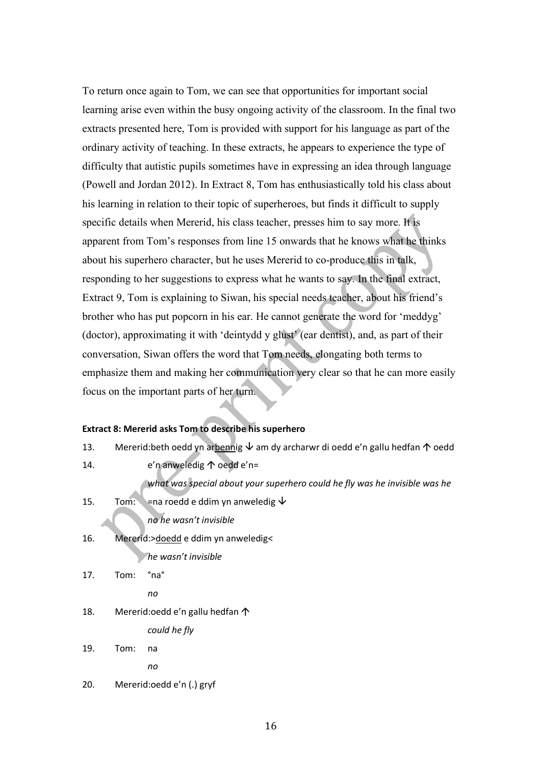To return once again to Tom, we can see that opportunities for important social learning arise even within the busy ongoing activity of the classroom. In the final two extracts presented here, Tom is provided with support for his language as part of the ordinary activity of teaching. In these extracts, he appears to experience the type of difficulty that autistic pupils sometimes have in expressing an idea through language (Powell and Jordan 2012). In Extract 8, Tom has enthusiastically told his class about his learning in relation to their topic of superheroes, but finds it difficult to supply specific details when Mererid, his class teacher, presses him to say more. It is apparent from Tom's responses from line 15 onwards that he knows what he thinks about his superhero character, but he uses Mererid to co-produce this in talk, responding to her suggestions to express what he wants to say. In the final extract, Extract 9, Tom is explaining to Siwan, his special needs teacher, about his friend's brother who has put popcorn in his ear. He cannot generate the word for 'meddyg' (doctor), approximating it with 'deintydd y glust' (ear dentist), and, as part of their conversation, Siwan offers the word that Tom needs, elongating both terms to emphasize them and making her communication very clear so that he can more easily focus on the important parts of her turn.

**Extract 8: Mererid asks Tom to describe his superhero**

```
13.    Mererid:beth oedd yn arbennig ↓ am dy archarwr di oedd e'n gallu hedfan ↑ oedd
14.            e'n anweledig ↑ oedd e'n=
               what was special about your superhero could he fly was he invisible was he
15.    Tom:    =na roedd e ddim yn anweledig ↓
               no he wasn't invisible
16.    Mererid:>doedd e ddim yn anweledig<
               he wasn't invisible
17.    Tom:    °na°
               no
18.    Mererid:oedd e'n gallu hedfan ↑
               could he fly
19.    Tom:    na
               no
20.    Mererid:oedd e'n (.) gryf
```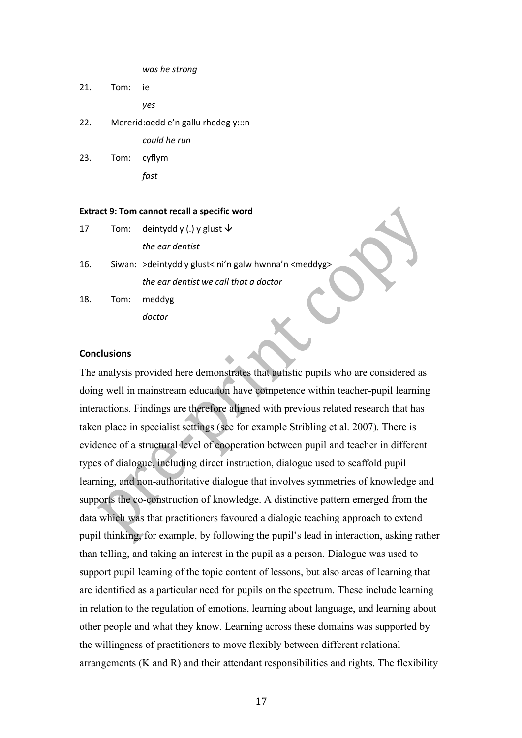*was he strong*

21. Tom: ie

*yes*

22. Mererid:oedd e'n gallu rhedeg y:::n

*could he run*

23. Tom: cyflym

*fast*

**Extract 9: Tom cannot recall a specific word**

17 Tom: deintydd y (.) y glust ↓

*the ear dentist*

16. Siwan: >deintydd y glust< ni'n galw hwnna'n <meddyg>

*the ear dentist we call that a doctor*

18. Tom: meddyg

*doctor*

### Conclusions

The analysis provided here demonstrates that autistic pupils who are considered as doing well in mainstream education have competence within teacher-pupil learning interactions. Findings are therefore aligned with previous related research that has taken place in specialist settings (see for example Stribling et al. 2007). There is evidence of a structural level of cooperation between pupil and teacher in different types of dialogue, including direct instruction, dialogue used to scaffold pupil learning, and non-authoritative dialogue that involves symmetries of knowledge and supports the co-construction of knowledge. A distinctive pattern emerged from the data which was that practitioners favoured a dialogic teaching approach to extend pupil thinking, for example, by following the pupil's lead in interaction, asking rather than telling, and taking an interest in the pupil as a person. Dialogue was used to support pupil learning of the topic content of lessons, but also areas of learning that are identified as a particular need for pupils on the spectrum. These include learning in relation to the regulation of emotions, learning about language, and learning about other people and what they know. Learning across these domains was supported by the willingness of practitioners to move flexibly between different relational arrangements (K and R) and their attendant responsibilities and rights. The flexibility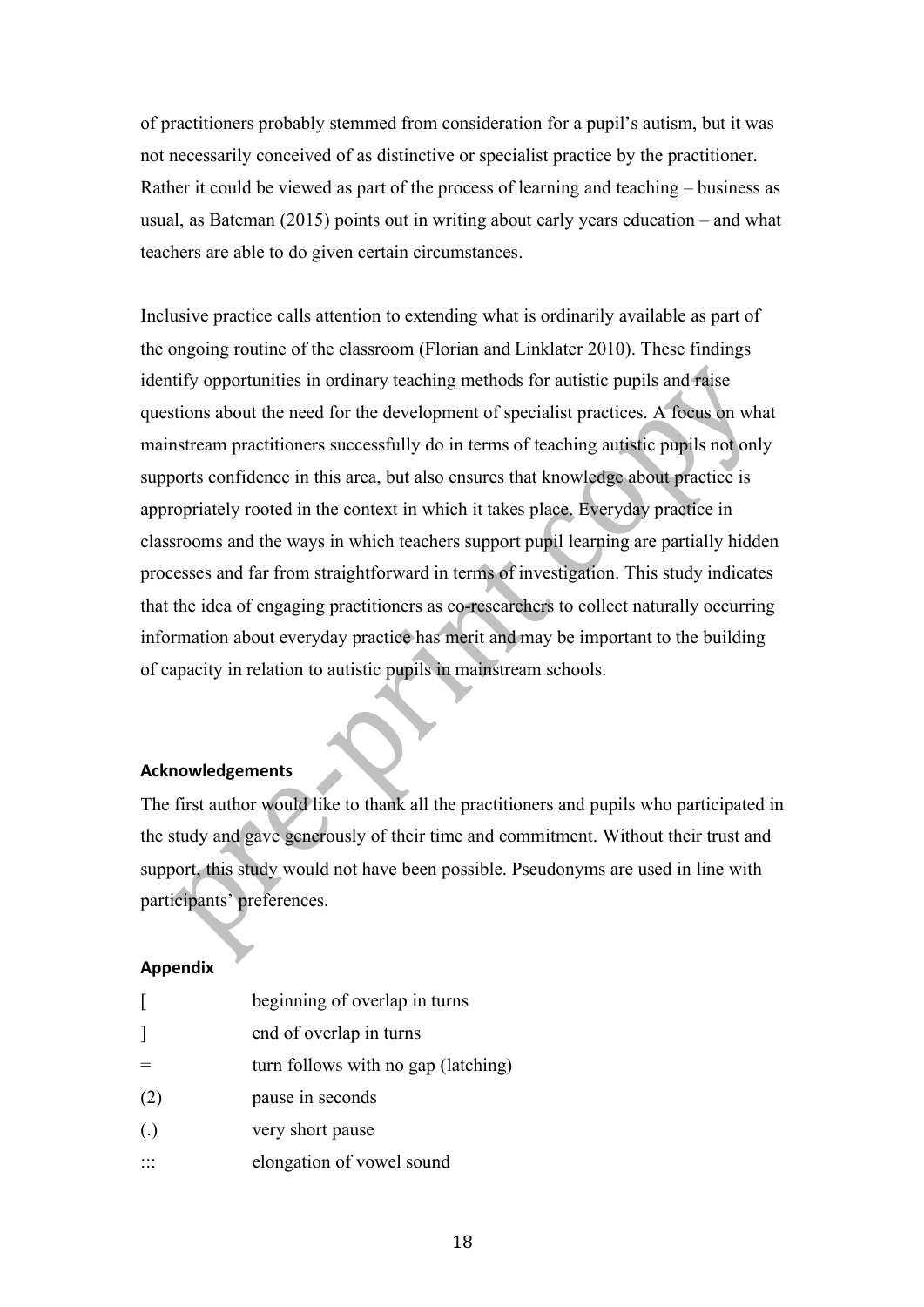of practitioners probably stemmed from consideration for a pupil's autism, but it was not necessarily conceived of as distinctive or specialist practice by the practitioner. Rather it could be viewed as part of the process of learning and teaching – business as usual, as Bateman (2015) points out in writing about early years education – and what teachers are able to do given certain circumstances.

Inclusive practice calls attention to extending what is ordinarily available as part of the ongoing routine of the classroom (Florian and Linklater 2010). These findings identify opportunities in ordinary teaching methods for autistic pupils and raise questions about the need for the development of specialist practices. A focus on what mainstream practitioners successfully do in terms of teaching autistic pupils not only supports confidence in this area, but also ensures that knowledge about practice is appropriately rooted in the context in which it takes place. Everyday practice in classrooms and the ways in which teachers support pupil learning are partially hidden processes and far from straightforward in terms of investigation. This study indicates that the idea of engaging practitioners as co-researchers to collect naturally occurring information about everyday practice has merit and may be important to the building of capacity in relation to autistic pupils in mainstream schools.

### Acknowledgements

The first author would like to thank all the practitioners and pupils who participated in the study and gave generously of their time and commitment. Without their trust and support, this study would not have been possible. Pseudonyms are used in line with participants' preferences.

### Appendix

| | |
|---|---|
| [ | beginning of overlap in turns |
| ] | end of overlap in turns |
| = | turn follows with no gap (latching) |
| (2) | pause in seconds |
| (.) | very short pause |
| ::: | elongation of vowel sound |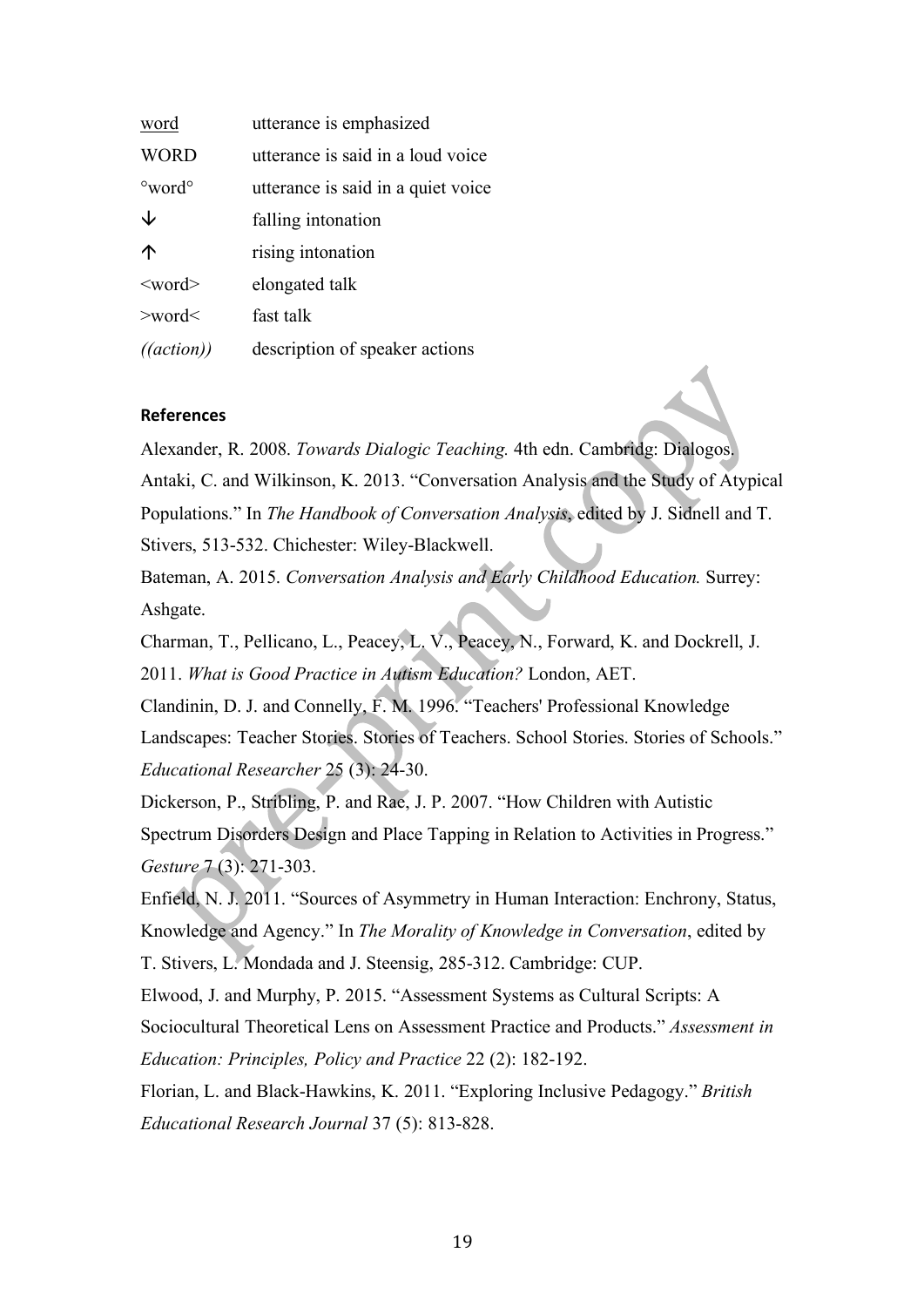| | |
|---|---|
| word | utterance is emphasized |
| WORD | utterance is said in a loud voice |
| °word° | utterance is said in a quiet voice |
| ↓ | falling intonation |
| ↑ | rising intonation |
| <word> | elongated talk |
| >word< | fast talk |
| *((action))* | description of speaker actions |

**References**

Alexander, R. 2008. *Towards Dialogic Teaching.* 4th edn. Cambridg: Dialogos.

Antaki, C. and Wilkinson, K. 2013. "Conversation Analysis and the Study of Atypical Populations." In *The Handbook of Conversation Analysis*, edited by J. Sidnell and T. Stivers, 513-532. Chichester: Wiley-Blackwell.

Bateman, A. 2015. *Conversation Analysis and Early Childhood Education.* Surrey: Ashgate.

Charman, T., Pellicano, L., Peacey, L. V., Peacey, N., Forward, K. and Dockrell, J. 2011. *What is Good Practice in Autism Education?* London, AET.

Clandinin, D. J. and Connelly, F. M. 1996. "Teachers' Professional Knowledge Landscapes: Teacher Stories. Stories of Teachers. School Stories. Stories of Schools." *Educational Researcher* 25 (3): 24-30.

Dickerson, P., Stribling, P. and Rae, J. P. 2007. "How Children with Autistic Spectrum Disorders Design and Place Tapping in Relation to Activities in Progress." *Gesture* 7 (3): 271-303.

Enfield, N. J. 2011. "Sources of Asymmetry in Human Interaction: Enchrony, Status, Knowledge and Agency." In *The Morality of Knowledge in Conversation*, edited by T. Stivers, L. Mondada and J. Steensig, 285-312. Cambridge: CUP.

Elwood, J. and Murphy, P. 2015. "Assessment Systems as Cultural Scripts: A Sociocultural Theoretical Lens on Assessment Practice and Products." *Assessment in Education: Principles, Policy and Practice* 22 (2): 182-192.

Florian, L. and Black-Hawkins, K. 2011. "Exploring Inclusive Pedagogy." *British Educational Research Journal* 37 (5): 813-828.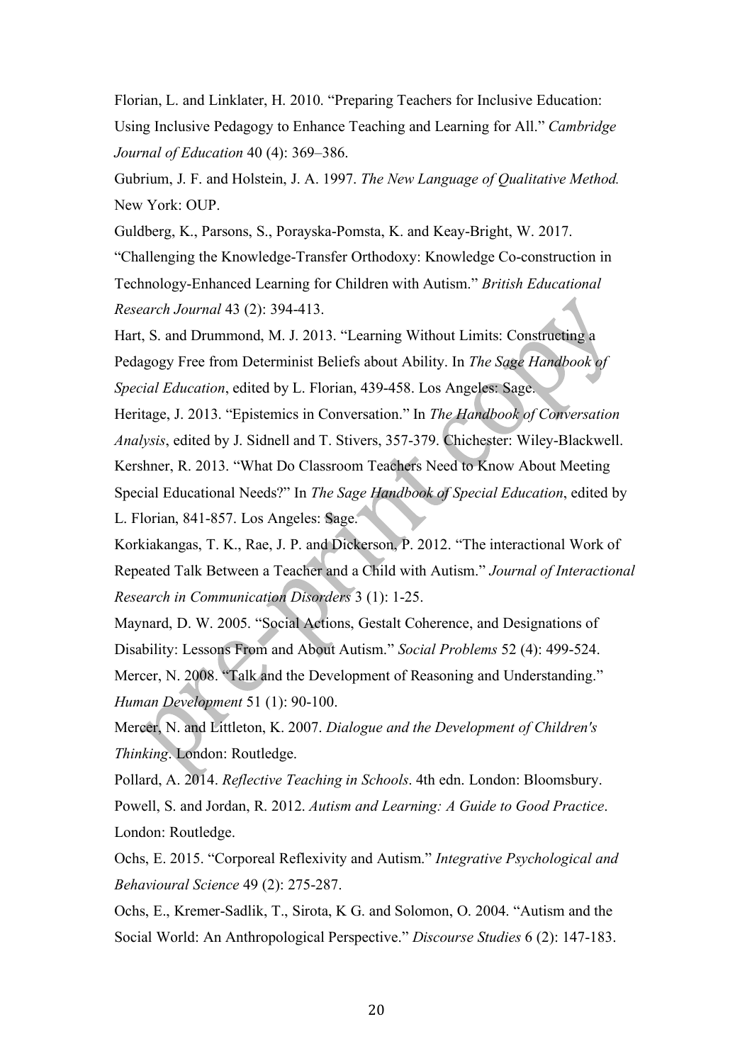Florian, L. and Linklater, H. 2010. “Preparing Teachers for Inclusive Education: Using Inclusive Pedagogy to Enhance Teaching and Learning for All.” *Cambridge Journal of Education* 40 (4): 369–386.

Gubrium, J. F. and Holstein, J. A. 1997. *The New Language of Qualitative Method.* New York: OUP.

Guldberg, K., Parsons, S., Porayska-Pomsta, K. and Keay-Bright, W. 2017. “Challenging the Knowledge-Transfer Orthodoxy: Knowledge Co-construction in Technology-Enhanced Learning for Children with Autism.” *British Educational Research Journal* 43 (2): 394-413.

Hart, S. and Drummond, M. J. 2013. “Learning Without Limits: Constructing a Pedagogy Free from Determinist Beliefs about Ability. In *The Sage Handbook of Special Education*, edited by L. Florian, 439-458. Los Angeles: Sage.

Heritage, J. 2013. “Epistemics in Conversation.” In *The Handbook of Conversation Analysis*, edited by J. Sidnell and T. Stivers, 357-379. Chichester: Wiley-Blackwell.

Kershner, R. 2013. “What Do Classroom Teachers Need to Know About Meeting Special Educational Needs?” In *The Sage Handbook of Special Education*, edited by L. Florian, 841-857. Los Angeles: Sage.

Korkiakangas, T. K., Rae, J. P. and Dickerson, P. 2012. “The interactional Work of Repeated Talk Between a Teacher and a Child with Autism.” *Journal of Interactional Research in Communication Disorders* 3 (1): 1-25.

Maynard, D. W. 2005. “Social Actions, Gestalt Coherence, and Designations of Disability: Lessons From and About Autism.” *Social Problems* 52 (4): 499-524.

Mercer, N. 2008. “Talk and the Development of Reasoning and Understanding.” *Human Development* 51 (1): 90-100.

Mercer, N. and Littleton, K. 2007. *Dialogue and the Development of Children's Thinking*. London: Routledge.

Pollard, A. 2014. *Reflective Teaching in Schools*. 4th edn. London: Bloomsbury.

Powell, S. and Jordan, R. 2012. *Autism and Learning: A Guide to Good Practice*. London: Routledge.

Ochs, E. 2015. “Corporeal Reflexivity and Autism.” *Integrative Psychological and Behavioural Science* 49 (2): 275-287.

Ochs, E., Kremer-Sadlik, T., Sirota, K G. and Solomon, O. 2004. “Autism and the Social World: An Anthropological Perspective.” *Discourse Studies* 6 (2): 147-183.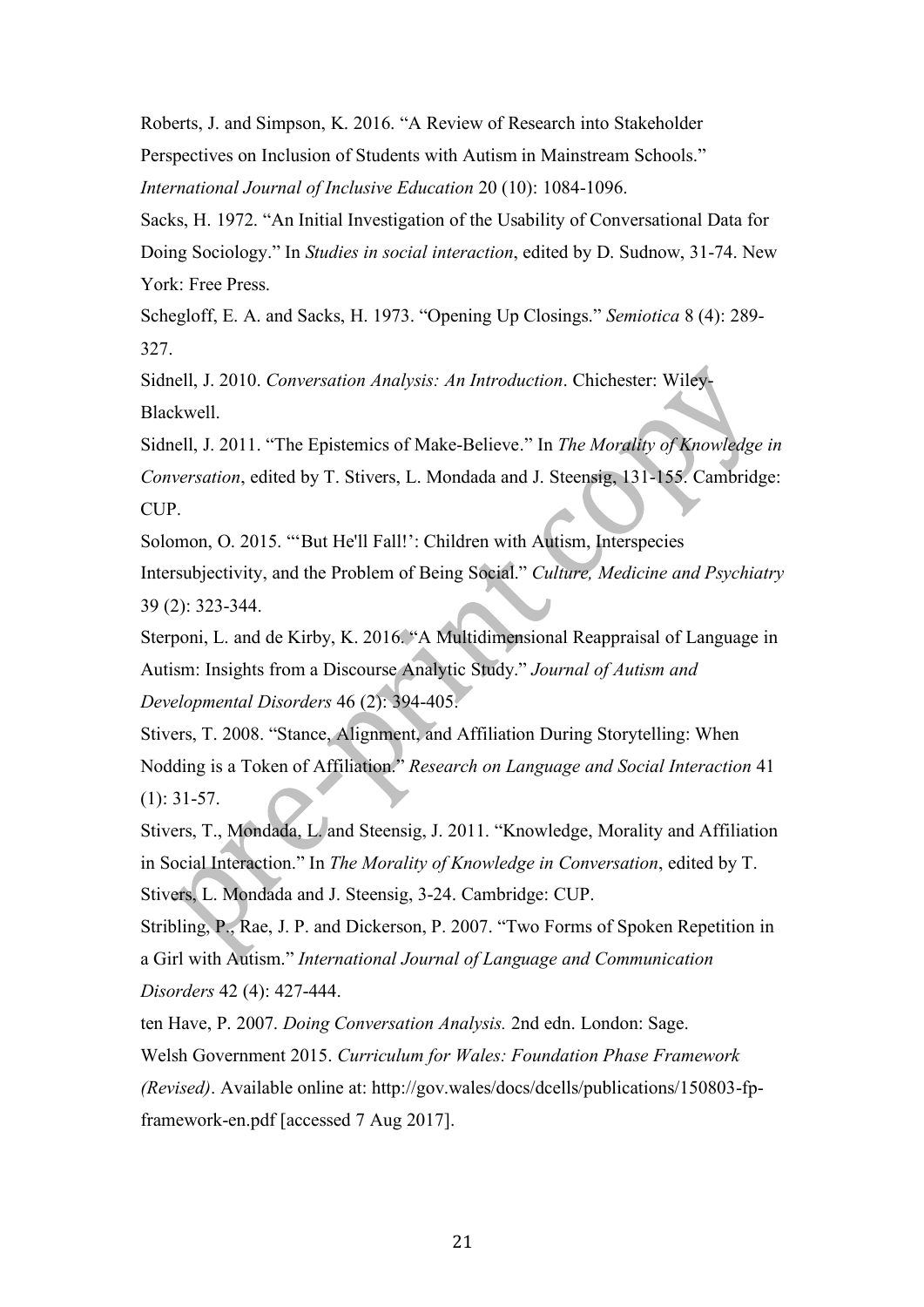Roberts, J. and Simpson, K. 2016. "A Review of Research into Stakeholder Perspectives on Inclusion of Students with Autism in Mainstream Schools." *International Journal of Inclusive Education* 20 (10): 1084-1096.

Sacks, H. 1972. "An Initial Investigation of the Usability of Conversational Data for Doing Sociology." In *Studies in social interaction*, edited by D. Sudnow, 31-74. New York: Free Press.

Schegloff, E. A. and Sacks, H. 1973. "Opening Up Closings." *Semiotica* 8 (4): 289-327.

Sidnell, J. 2010. *Conversation Analysis: An Introduction*. Chichester: Wiley-Blackwell.

Sidnell, J. 2011. "The Epistemics of Make-Believe." In *The Morality of Knowledge in Conversation*, edited by T. Stivers, L. Mondada and J. Steensig, 131-155. Cambridge: CUP.

Solomon, O. 2015. "'But He'll Fall!': Children with Autism, Interspecies Intersubjectivity, and the Problem of Being Social." *Culture, Medicine and Psychiatry* 39 (2): 323-344.

Sterponi, L. and de Kirby, K. 2016. "A Multidimensional Reappraisal of Language in Autism: Insights from a Discourse Analytic Study." *Journal of Autism and Developmental Disorders* 46 (2): 394-405.

Stivers, T. 2008. "Stance, Alignment, and Affiliation During Storytelling: When Nodding is a Token of Affiliation." *Research on Language and Social Interaction* 41 (1): 31-57.

Stivers, T., Mondada, L. and Steensig, J. 2011. "Knowledge, Morality and Affiliation in Social Interaction." In *The Morality of Knowledge in Conversation*, edited by T. Stivers, L. Mondada and J. Steensig, 3-24. Cambridge: CUP.

Stribling, P., Rae, J. P. and Dickerson, P. 2007. "Two Forms of Spoken Repetition in a Girl with Autism." *International Journal of Language and Communication Disorders* 42 (4): 427-444.

ten Have, P. 2007. *Doing Conversation Analysis.* 2nd edn. London: Sage.

Welsh Government 2015. *Curriculum for Wales: Foundation Phase Framework (Revised)*. Available online at: http://gov.wales/docs/dcells/publications/150803-fp-framework-en.pdf [accessed 7 Aug 2017].